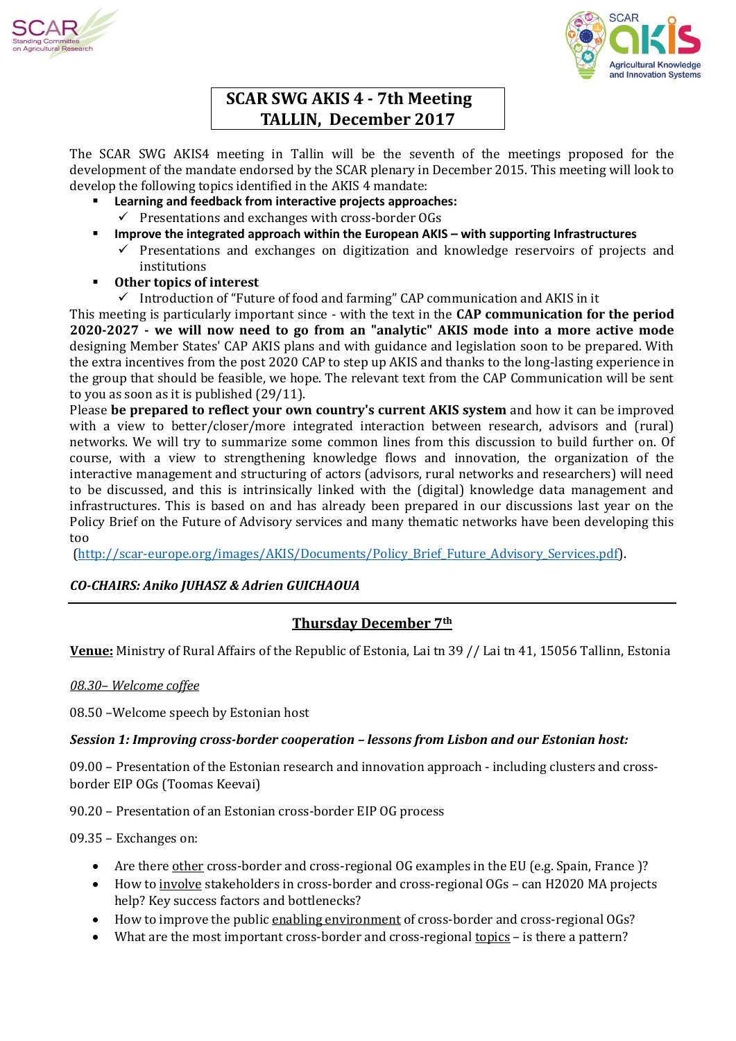# SCAR SWG AKIS 4 - 7th Meeting
# TALLIN, December 2017

The SCAR SWG AKIS4 meeting in Tallin will be the seventh of the meetings proposed for the development of the mandate endorsed by the SCAR plenary in December 2015. This meeting will look to develop the following topics identified in the AKIS 4 mandate:

- **Learning and feedback from interactive projects approaches:**
  - ✓ Presentations and exchanges with cross-border OGs
- **Improve the integrated approach within the European AKIS – with supporting Infrastructures**
  - ✓ Presentations and exchanges on digitization and knowledge reservoirs of projects and institutions
- **Other topics of interest**
  - ✓ Introduction of "Future of food and farming" CAP communication and AKIS in it

This meeting is particularly important since - with the text in the **CAP communication for the period 2020-2027 - we will now need to go from an "analytic" AKIS mode into a more active mode** designing Member States' CAP AKIS plans and with guidance and legislation soon to be prepared. With the extra incentives from the post 2020 CAP to step up AKIS and thanks to the long-lasting experience in the group that should be feasible, we hope. The relevant text from the CAP Communication will be sent to you as soon as it is published (29/11).

Please **be prepared to reflect your own country's current AKIS system** and how it can be improved with a view to better/closer/more integrated interaction between research, advisors and (rural) networks. We will try to summarize some common lines from this discussion to build further on. Of course, with a view to strengthening knowledge flows and innovation, the organization of the interactive management and structuring of actors (advisors, rural networks and researchers) will need to be discussed, and this is intrinsically linked with the (digital) knowledge data management and infrastructures. This is based on and has already been prepared in our discussions last year on the Policy Brief on the Future of Advisory services and many thematic networks have been developing this too

(http://scar-europe.org/images/AKIS/Documents/Policy_Brief_Future_Advisory_Services.pdf).

***CO-CHAIRS: Aniko JUHASZ & Adrien GUICHAOUA***

---

## Thursday December 7th

**Venue:** Ministry of Rural Affairs of the Republic of Estonia, Lai tn 39 // Lai tn 41, 15056 Tallinn, Estonia

*08.30– Welcome coffee*

08.50 –Welcome speech by Estonian host

***Session 1: Improving cross-border cooperation – lessons from Lisbon and our Estonian host:***

09.00 – Presentation of the Estonian research and innovation approach - including clusters and cross-border EIP OGs (Toomas Keevai)

90.20 – Presentation of an Estonian cross-border EIP OG process

09.35 – Exchanges on:

- Are there other cross-border and cross-regional OG examples in the EU (e.g. Spain, France )?
- How to involve stakeholders in cross-border and cross-regional OGs – can H2020 MA projects help? Key success factors and bottlenecks?
- How to improve the public enabling environment of cross-border and cross-regional OGs?
- What are the most important cross-border and cross-regional topics – is there a pattern?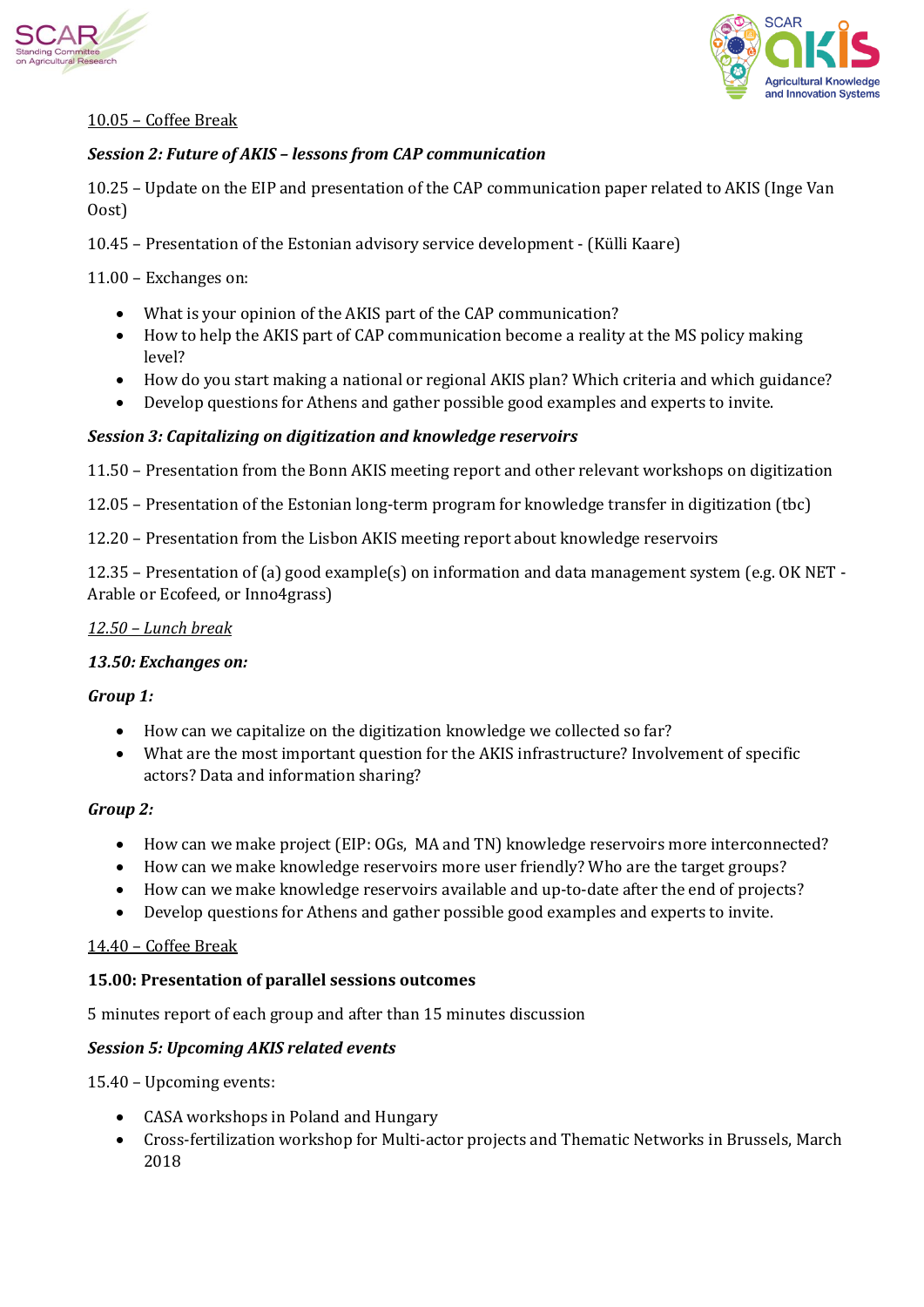<u>10.05 – Coffee Break</u>

***Session 2: Future of AKIS – lessons from CAP communication***

10.25 – Update on the EIP and presentation of the CAP communication paper related to AKIS (Inge Van Oost)

10.45 – Presentation of the Estonian advisory service development - (Külli Kaare)

11.00 – Exchanges on:

- What is your opinion of the AKIS part of the CAP communication?
- How to help the AKIS part of CAP communication become a reality at the MS policy making level?
- How do you start making a national or regional AKIS plan? Which criteria and which guidance?
- Develop questions for Athens and gather possible good examples and experts to invite.

***Session 3: Capitalizing on digitization and knowledge reservoirs***

11.50 – Presentation from the Bonn AKIS meeting report and other relevant workshops on digitization

12.05 – Presentation of the Estonian long-term program for knowledge transfer in digitization (tbc)

12.20 – Presentation from the Lisbon AKIS meeting report about knowledge reservoirs

12.35 – Presentation of (a) good example(s) on information and data management system (e.g. OK NET - Arable or Ecofeed, or Inno4grass)

*<u>12.50 – Lunch break</u>*

***13.50: Exchanges on:***

***Group 1:***

- How can we capitalize on the digitization knowledge we collected so far?
- What are the most important question for the AKIS infrastructure? Involvement of specific actors? Data and information sharing?

***Group 2:***

- How can we make project (EIP: OGs, MA and TN) knowledge reservoirs more interconnected?
- How can we make knowledge reservoirs more user friendly? Who are the target groups?
- How can we make knowledge reservoirs available and up-to-date after the end of projects?
- Develop questions for Athens and gather possible good examples and experts to invite.

<u>14.40 – Coffee Break</u>

**15.00: Presentation of parallel sessions outcomes**

5 minutes report of each group and after than 15 minutes discussion

***Session 5: Upcoming AKIS related events***

15.40 – Upcoming events:

- CASA workshops in Poland and Hungary
- Cross-fertilization workshop for Multi-actor projects and Thematic Networks in Brussels, March 2018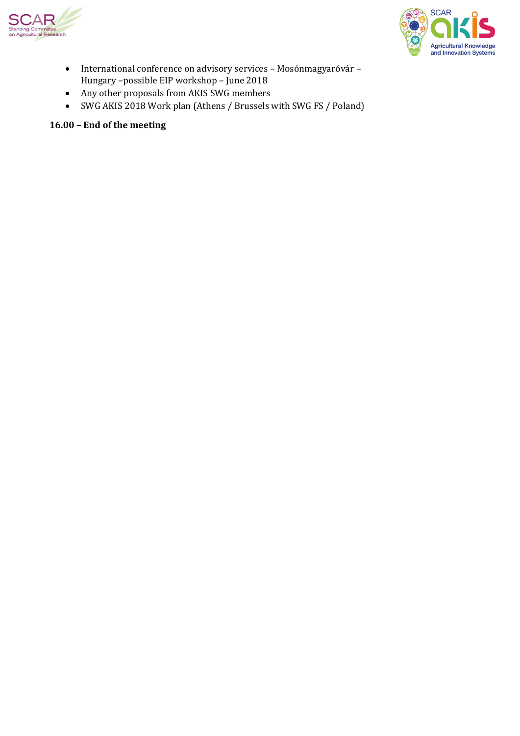- International conference on advisory services – Mosónmagyaróvár – Hungary –possible EIP workshop – June 2018
- Any other proposals from AKIS SWG members
- SWG AKIS 2018 Work plan (Athens / Brussels with SWG FS / Poland)

**16.00 – End of the meeting**